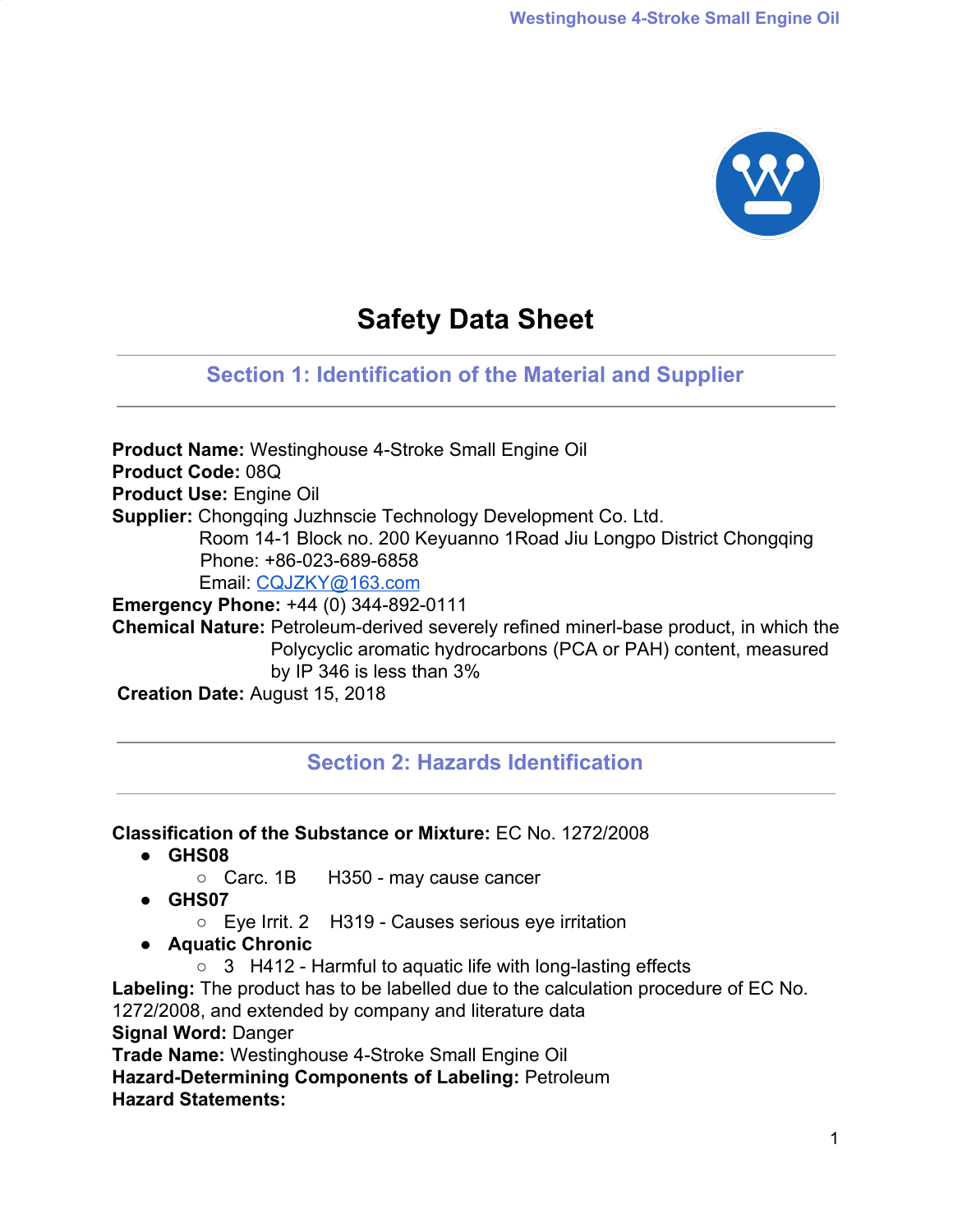# Safety Data Sheet

## Section 1: Identification of the Material and Supplier

**Product Name:** Westinghouse 4-Stroke Small Engine Oil
**Product Code:** 08Q
**Product Use:** Engine Oil
**Supplier:** Chongqing Juzhnscie Technology Development Co. Ltd.
Room 14-1 Block no. 200 Keyuanno 1Road Jiu Longpo District Chongqing
Phone: +86-023-689-6858
Email: CQJZKY@163.com
**Emergency Phone:** +44 (0) 344-892-0111
**Chemical Nature:** Petroleum-derived severely refined minerl-base product, in which the Polycyclic aromatic hydrocarbons (PCA or PAH) content, measured by IP 346 is less than 3%
**Creation Date:** August 15, 2018

## Section 2: Hazards Identification

**Classification of the Substance or Mixture:** EC No. 1272/2008

- **GHS08**
  - Carc. 1B H350 - may cause cancer
- **GHS07**
  - Eye Irrit. 2 H319 - Causes serious eye irritation
- **Aquatic Chronic**
  - 3 H412 - Harmful to aquatic life with long-lasting effects

**Labeling:** The product has to be labelled due to the calculation procedure of EC No. 1272/2008, and extended by company and literature data
**Signal Word:** Danger
**Trade Name:** Westinghouse 4-Stroke Small Engine Oil
**Hazard-Determining Components of Labeling:** Petroleum
**Hazard Statements:**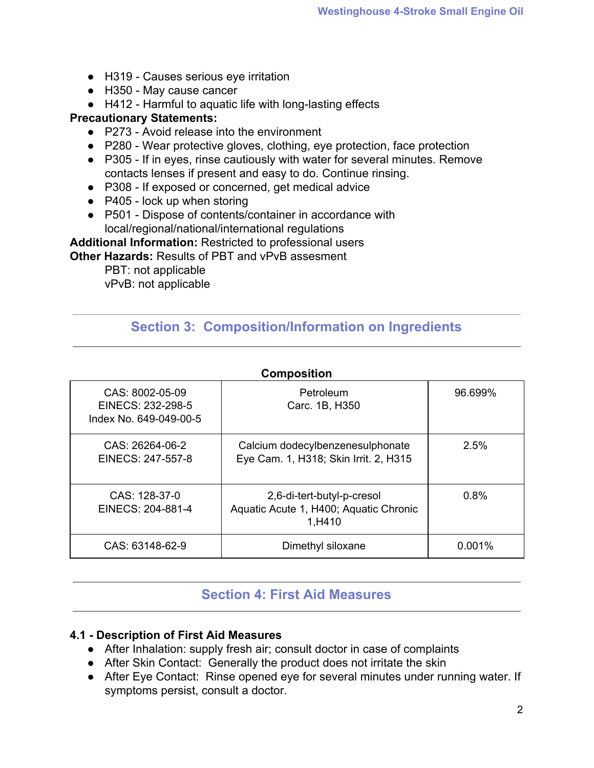- H319 - Causes serious eye irritation
- H350 - May cause cancer
- H412 - Harmful to aquatic life with long-lasting effects

**Precautionary Statements:**

- P273 - Avoid release into the environment
- P280 - Wear protective gloves, clothing, eye protection, face protection
- P305 - If in eyes, rinse cautiously with water for several minutes. Remove contacts lenses if present and easy to do. Continue rinsing.
- P308 - If exposed or concerned, get medical advice
- P405 - lock up when storing
- P501 - Dispose of contents/container in accordance with local/regional/national/international regulations

**Additional Information:** Restricted to professional users

**Other Hazards:** Results of PBT and vPvB assesment

PBT: not applicable

vPvB: not applicable

## Section 3: Composition/Information on Ingredients

**Composition**

| | | |
|---|---|---|
| CAS: 8002-05-09<br>EINECS: 232-298-5<br>Index No. 649-049-00-5 | Petroleum<br>Carc. 1B, H350 | 96.699% |
| CAS: 26264-06-2<br>EINECS: 247-557-8 | Calcium dodecylbenzenesulphonate<br>Eye Cam. 1, H318; Skin Irrit. 2, H315 | 2.5% |
| CAS: 128-37-0<br>EINECS: 204-881-4 | 2,6-di-tert-butyl-p-cresol<br>Aquatic Acute 1, H400; Aquatic Chronic 1,H410 | 0.8% |
| CAS: 63148-62-9 | Dimethyl siloxane | 0.001% |

## Section 4: First Aid Measures

**4.1 - Description of First Aid Measures**

- After Inhalation: supply fresh air; consult doctor in case of complaints
- After Skin Contact: Generally the product does not irritate the skin
- After Eye Contact: Rinse opened eye for several minutes under running water. If symptoms persist, consult a doctor.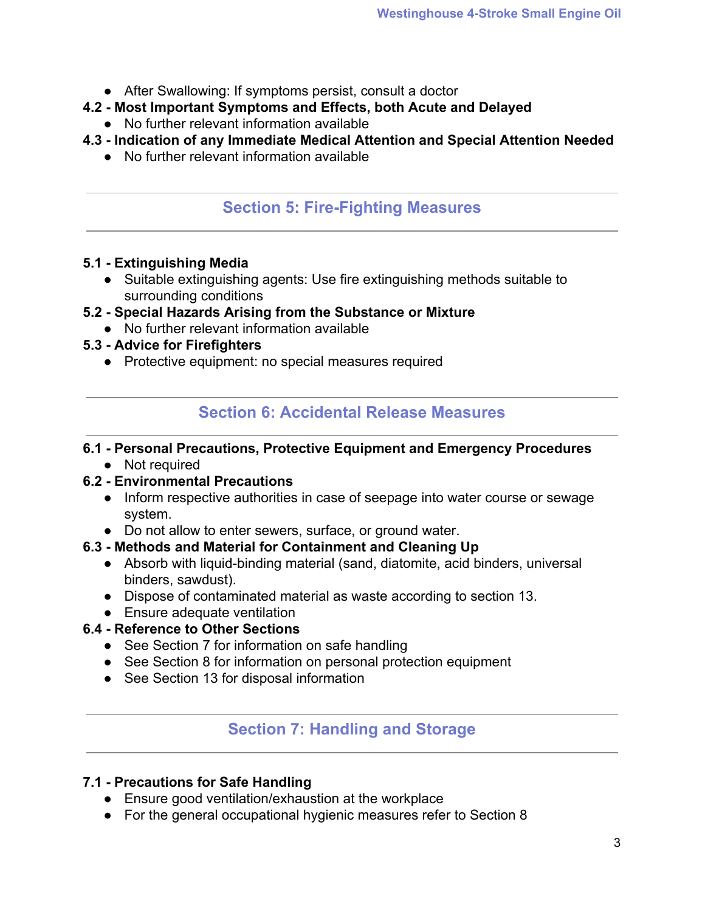- After Swallowing: If symptoms persist, consult a doctor

**4.2 - Most Important Symptoms and Effects, both Acute and Delayed**

- No further relevant information available

**4.3 - Indication of any Immediate Medical Attention and Special Attention Needed**

- No further relevant information available

## Section 5: Fire-Fighting Measures

**5.1 - Extinguishing Media**

- Suitable extinguishing agents: Use fire extinguishing methods suitable to surrounding conditions

**5.2 - Special Hazards Arising from the Substance or Mixture**

- No further relevant information available

**5.3 - Advice for Firefighters**

- Protective equipment: no special measures required

## Section 6: Accidental Release Measures

**6.1 - Personal Precautions, Protective Equipment and Emergency Procedures**

- Not required

**6.2 - Environmental Precautions**

- Inform respective authorities in case of seepage into water course or sewage system.
- Do not allow to enter sewers, surface, or ground water.

**6.3 - Methods and Material for Containment and Cleaning Up**

- Absorb with liquid-binding material (sand, diatomite, acid binders, universal binders, sawdust).
- Dispose of contaminated material as waste according to section 13.
- Ensure adequate ventilation

**6.4 - Reference to Other Sections**

- See Section 7 for information on safe handling
- See Section 8 for information on personal protection equipment
- See Section 13 for disposal information

## Section 7: Handling and Storage

**7.1 - Precautions for Safe Handling**

- Ensure good ventilation/exhaustion at the workplace
- For the general occupational hygienic measures refer to Section 8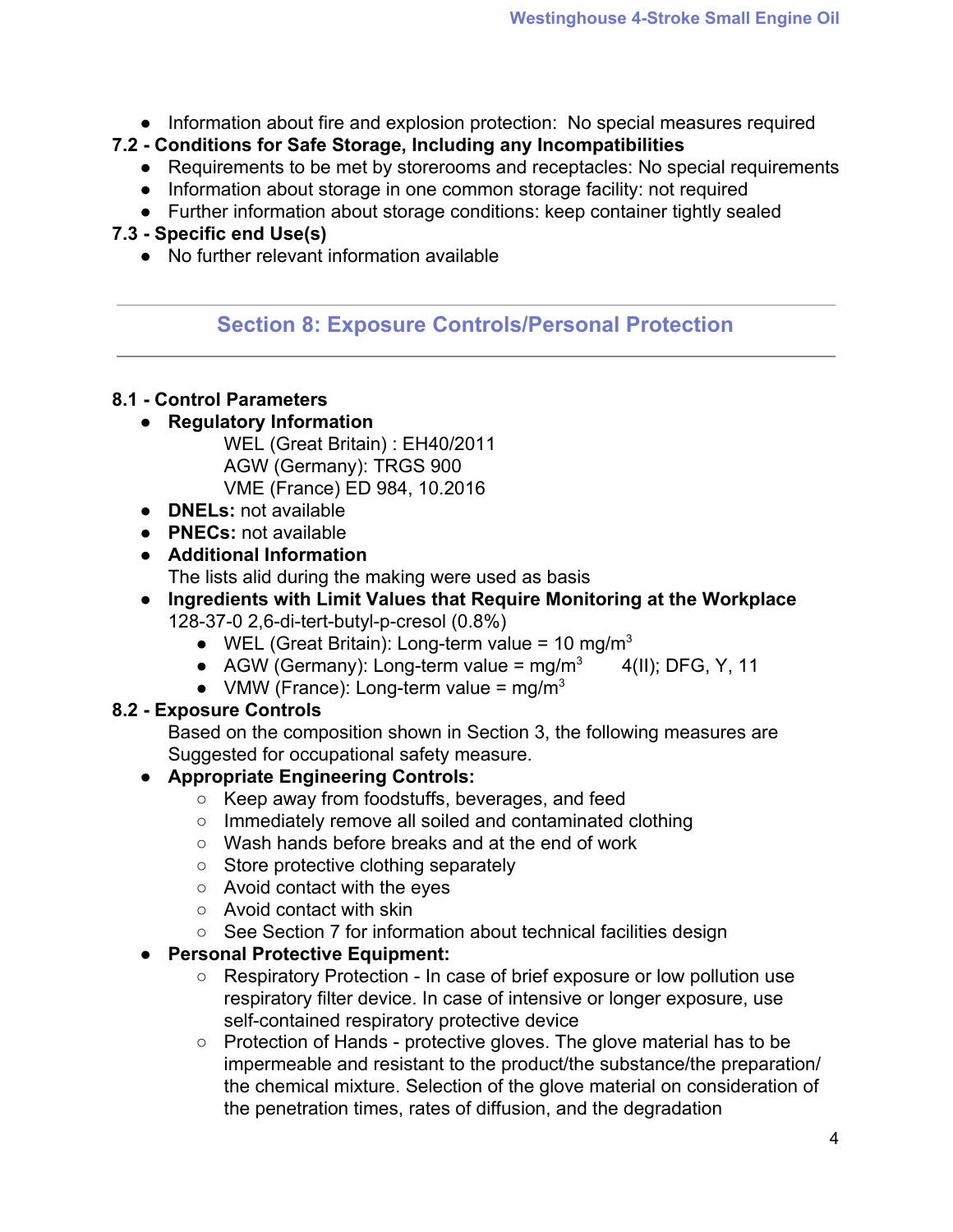- Information about fire and explosion protection:  No special measures required

### 7.2 - Conditions for Safe Storage, Including any Incompatibilities

- Requirements to be met by storerooms and receptacles: No special requirements
- Information about storage in one common storage facility: not required
- Further information about storage conditions: keep container tightly sealed

### 7.3 - Specific end Use(s)

- No further relevant information available

---

## Section 8: Exposure Controls/Personal Protection

---

### 8.1 - Control Parameters

- **Regulatory Information**

  WEL (Great Britain) : EH40/2011
  AGW (Germany): TRGS 900
  VME (France) ED 984, 10.2016

- **DNELs:** not available
- **PNECs:** not available
- **Additional Information**

  The lists alid during the making were used as basis

- **Ingredients with Limit Values that Require Monitoring at the Workplace**

  128-37-0 2,6-di-tert-butyl-p-cresol (0.8%)

  - WEL (Great Britain): Long-term value = 10 mg/$m^3$
  - AGW (Germany): Long-term value = mg/$m^3$ 4(II); DFG, Y, 11
  - VMW (France): Long-term value = mg/$m^3$

### 8.2 - Exposure Controls

Based on the composition shown in Section 3, the following measures are Suggested for occupational safety measure.

- **Appropriate Engineering Controls:**
  - Keep away from foodstuffs, beverages, and feed
  - Immediately remove all soiled and contaminated clothing
  - Wash hands before breaks and at the end of work
  - Store protective clothing separately
  - Avoid contact with the eyes
  - Avoid contact with skin
  - See Section 7 for information about technical facilities design
- **Personal Protective Equipment:**
  - Respiratory Protection - In case of brief exposure or low pollution use respiratory filter device. In case of intensive or longer exposure, use self-contained respiratory protective device
  - Protection of Hands - protective gloves. The glove material has to be impermeable and resistant to the product/the substance/the preparation/ the chemical mixture. Selection of the glove material on consideration of the penetration times, rates of diffusion, and the degradation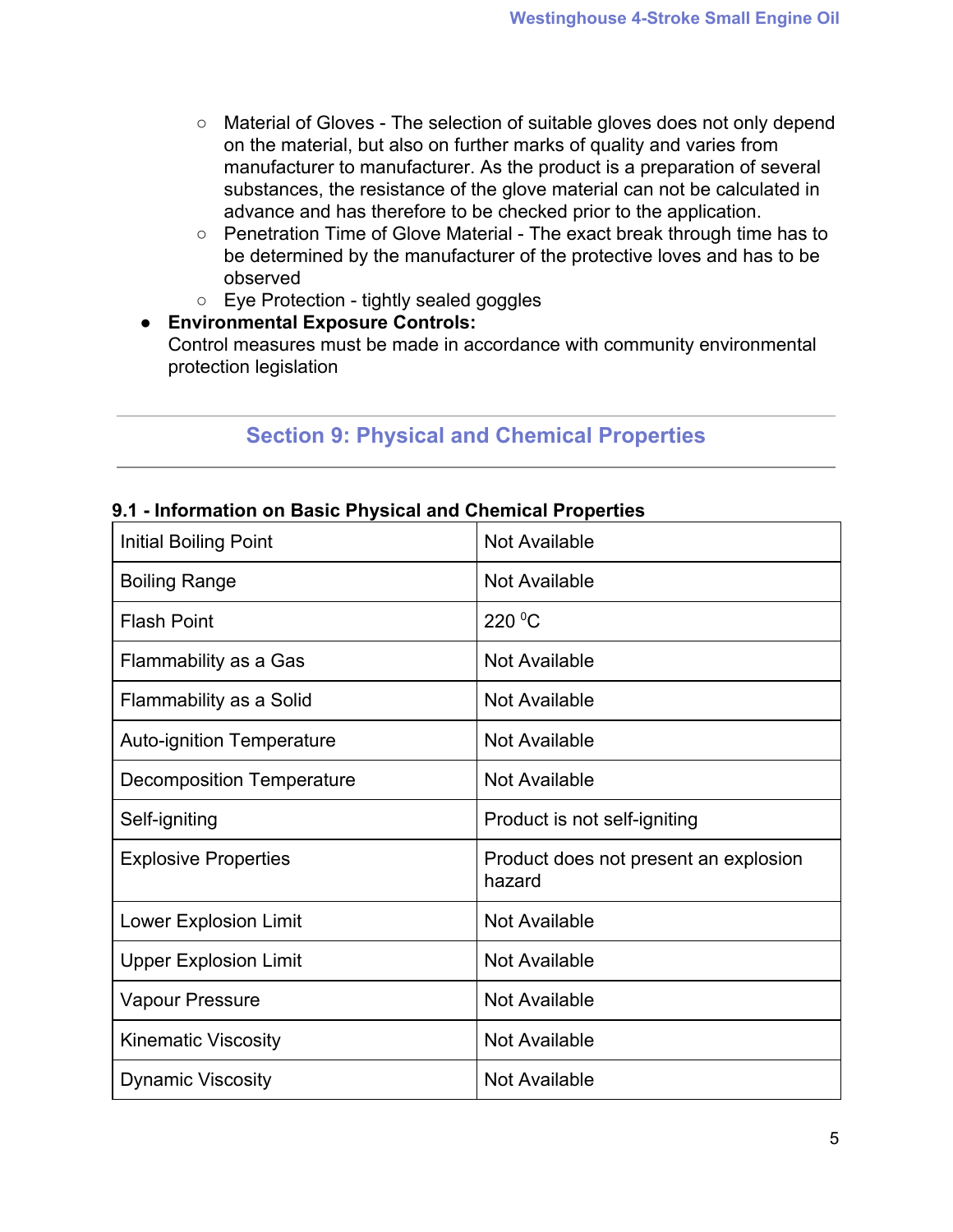- Material of Gloves - The selection of suitable gloves does not only depend on the material, but also on further marks of quality and varies from manufacturer to manufacturer. As the product is a preparation of several substances, the resistance of the glove material can not be calculated in advance and has therefore to be checked prior to the application.
- Penetration Time of Glove Material - The exact break through time has to be determined by the manufacturer of the protective loves and has to be observed
- Eye Protection - tightly sealed goggles

- **Environmental Exposure Controls:**
  Control measures must be made in accordance with community environmental protection legislation

## Section 9: Physical and Chemical Properties

### 9.1 - Information on Basic Physical and Chemical Properties

| Property | Value |
|---|---|
| Initial Boiling Point | Not Available |
| Boiling Range | Not Available |
| Flash Point | 220 $^{0}$C |
| Flammability as a Gas | Not Available |
| Flammability as a Solid | Not Available |
| Auto-ignition Temperature | Not Available |
| Decomposition Temperature | Not Available |
| Self-igniting | Product is not self-igniting |
| Explosive Properties | Product does not present an explosion hazard |
| Lower Explosion Limit | Not Available |
| Upper Explosion Limit | Not Available |
| Vapour Pressure | Not Available |
| Kinematic Viscosity | Not Available |
| Dynamic Viscosity | Not Available |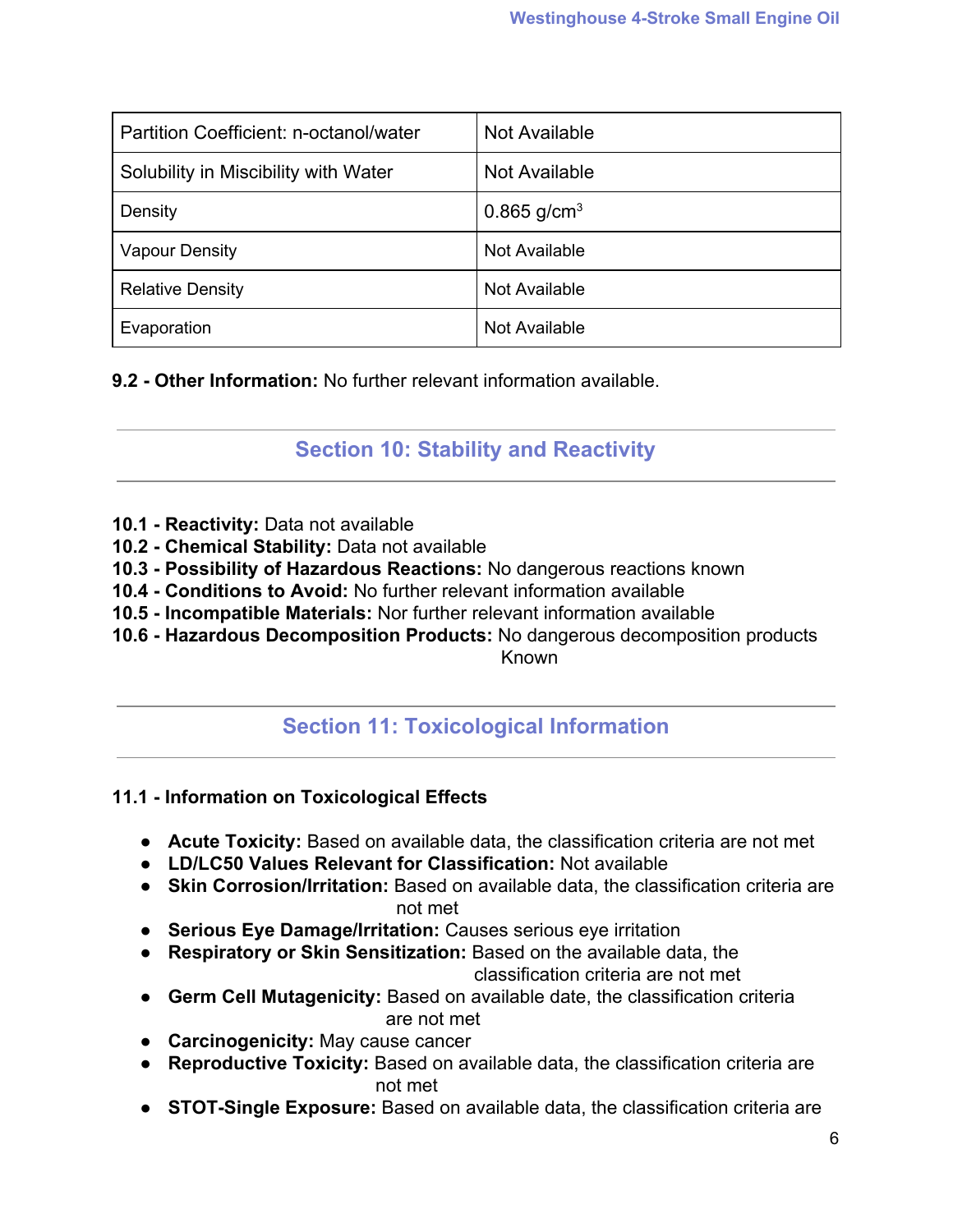| Partition Coefficient: n-octanol/water | Not Available |
| --- | --- |
| Solubility in Miscibility with Water | Not Available |
| Density | 0.865 $g/cm^3$ |
| Vapour Density | Not Available |
| Relative Density | Not Available |
| Evaporation | Not Available |

**9.2 - Other Information:** No further relevant information available.

## Section 10: Stability and Reactivity

**10.1 - Reactivity:** Data not available
**10.2 - Chemical Stability:** Data not available
**10.3 - Possibility of Hazardous Reactions:** No dangerous reactions known
**10.4 - Conditions to Avoid:** No further relevant information available
**10.5 - Incompatible Materials:** Nor further relevant information available
**10.6 - Hazardous Decomposition Products:** No dangerous decomposition products Known

## Section 11: Toxicological Information

**11.1 - Information on Toxicological Effects**

- **Acute Toxicity:** Based on available data, the classification criteria are not met
- **LD/LC50 Values Relevant for Classification:** Not available
- **Skin Corrosion/Irritation:** Based on available data, the classification criteria are not met
- **Serious Eye Damage/Irritation:** Causes serious eye irritation
- **Respiratory or Skin Sensitization:** Based on the available data, the classification criteria are not met
- **Germ Cell Mutagenicity:** Based on available date, the classification criteria are not met
- **Carcinogenicity:** May cause cancer
- **Reproductive Toxicity:** Based on available data, the classification criteria are not met
- **STOT-Single Exposure:** Based on available data, the classification criteria are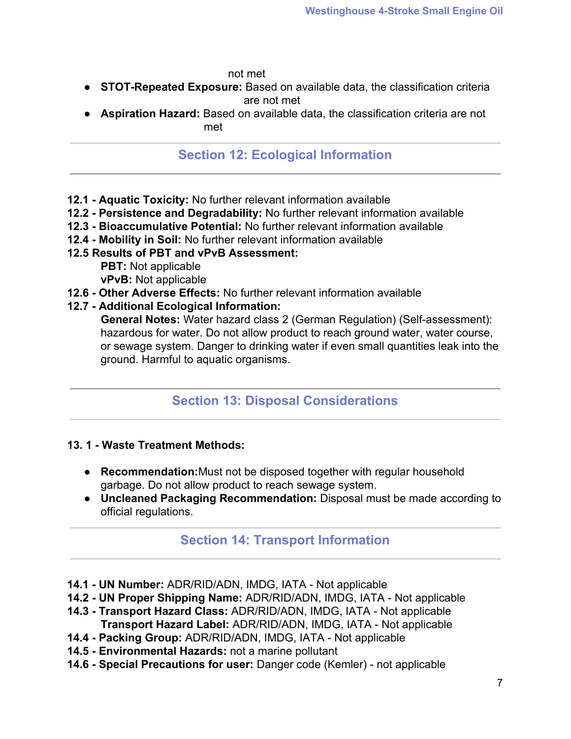not met

- **STOT-Repeated Exposure:** Based on available data, the classification criteria are not met
- **Aspiration Hazard:** Based on available data, the classification criteria are not met

## Section 12: Ecological Information

**12.1 - Aquatic Toxicity:** No further relevant information available
**12.2 - Persistence and Degradability:** No further relevant information available
**12.3 - Bioaccumulative Potential:** No further relevant information available
**12.4 - Mobility in Soil:** No further relevant information available
**12.5 Results of PBT and vPvB Assessment:**

**PBT:** Not applicable
**vPvB:** Not applicable

**12.6 - Other Adverse Effects:** No further relevant information available
**12.7 - Additional Ecological Information:**

**General Notes:** Water hazard class 2 (German Regulation) (Self-assessment): hazardous for water. Do not allow product to reach ground water, water course, or sewage system. Danger to drinking water if even small quantities leak into the ground. Harmful to aquatic organisms.

## Section 13: Disposal Considerations

**13. 1 - Waste Treatment Methods:**

- **Recommendation:**Must not be disposed together with regular household garbage. Do not allow product to reach sewage system.
- **Uncleaned Packaging Recommendation:** Disposal must be made according to official regulations.

## Section 14: Transport Information

**14.1 - UN Number:** ADR/RID/ADN, IMDG, IATA - Not applicable
**14.2 - UN Proper Shipping Name:** ADR/RID/ADN, IMDG, IATA - Not applicable
**14.3 - Transport Hazard Class:** ADR/RID/ADN, IMDG, IATA - Not applicable

**Transport Hazard Label:** ADR/RID/ADN, IMDG, IATA - Not applicable

**14.4 - Packing Group:** ADR/RID/ADN, IMDG, IATA - Not applicable
**14.5 - Environmental Hazards:** not a marine pollutant
**14.6 - Special Precautions for user:** Danger code (Kemler) - not applicable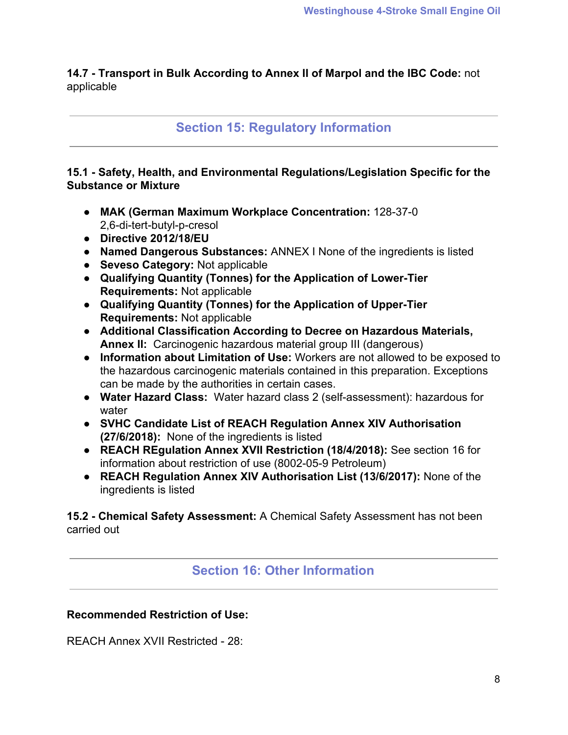**14.7 - Transport in Bulk According to Annex II of Marpol and the IBC Code:** not applicable

## Section 15: Regulatory Information

**15.1 - Safety, Health, and Environmental Regulations/Legislation Specific for the Substance or Mixture**

- **MAK (German Maximum Workplace Concentration:** 128-37-0 2,6-di-tert-butyl-p-cresol
- **Directive 2012/18/EU**
- **Named Dangerous Substances:** ANNEX I None of the ingredients is listed
- **Seveso Category:** Not applicable
- **Qualifying Quantity (Tonnes) for the Application of Lower-Tier Requirements:** Not applicable
- **Qualifying Quantity (Tonnes) for the Application of Upper-Tier Requirements:** Not applicable
- **Additional Classification According to Decree on Hazardous Materials, Annex II:** Carcinogenic hazardous material group III (dangerous)
- **Information about Limitation of Use:** Workers are not allowed to be exposed to the hazardous carcinogenic materials contained in this preparation. Exceptions can be made by the authorities in certain cases.
- **Water Hazard Class:** Water hazard class 2 (self-assessment): hazardous for water
- **SVHC Candidate List of REACH Regulation Annex XIV Authorisation (27/6/2018):** None of the ingredients is listed
- **REACH REgulation Annex XVII Restriction (18/4/2018):** See section 16 for information about restriction of use (8002-05-9 Petroleum)
- **REACH Regulation Annex XIV Authorisation List (13/6/2017):** None of the ingredients is listed

**15.2 - Chemical Safety Assessment:** A Chemical Safety Assessment has not been carried out

## Section 16: Other Information

**Recommended Restriction of Use:**

REACH Annex XVII Restricted - 28: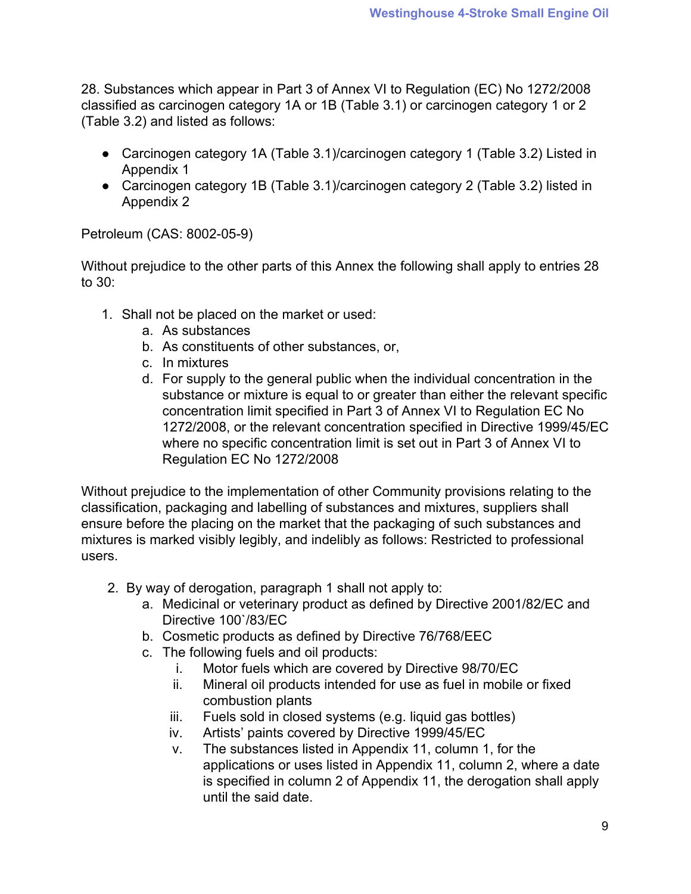28. Substances which appear in Part 3 of Annex VI to Regulation (EC) No 1272/2008 classified as carcinogen category 1A or 1B (Table 3.1) or carcinogen category 1 or 2 (Table 3.2) and listed as follows:

- Carcinogen category 1A (Table 3.1)/carcinogen category 1 (Table 3.2) Listed in Appendix 1
- Carcinogen category 1B (Table 3.1)/carcinogen category 2 (Table 3.2) listed in Appendix 2

Petroleum (CAS: 8002-05-9)

Without prejudice to the other parts of this Annex the following shall apply to entries 28 to 30:

1. Shall not be placed on the market or used:
    a. As substances
    b. As constituents of other substances, or,
    c. In mixtures
    d. For supply to the general public when the individual concentration in the substance or mixture is equal to or greater than either the relevant specific concentration limit specified in Part 3 of Annex VI to Regulation EC No 1272/2008, or the relevant concentration specified in Directive 1999/45/EC where no specific concentration limit is set out in Part 3 of Annex VI to Regulation EC No 1272/2008

Without prejudice to the implementation of other Community provisions relating to the classification, packaging and labelling of substances and mixtures, suppliers shall ensure before the placing on the market that the packaging of such substances and mixtures is marked visibly legibly, and indelibly as follows: Restricted to professional users.

2. By way of derogation, paragraph 1 shall not apply to:
    a. Medicinal or veterinary product as defined by Directive 2001/82/EC and Directive 100`/83/EC
    b. Cosmetic products as defined by Directive 76/768/EEC
    c. The following fuels and oil products:
        i. Motor fuels which are covered by Directive 98/70/EC
        ii. Mineral oil products intended for use as fuel in mobile or fixed combustion plants
        iii. Fuels sold in closed systems (e.g. liquid gas bottles)
        iv. Artists' paints covered by Directive 1999/45/EC
        v. The substances listed in Appendix 11, column 1, for the applications or uses listed in Appendix 11, column 2, where a date is specified in column 2 of Appendix 11, the derogation shall apply until the said date.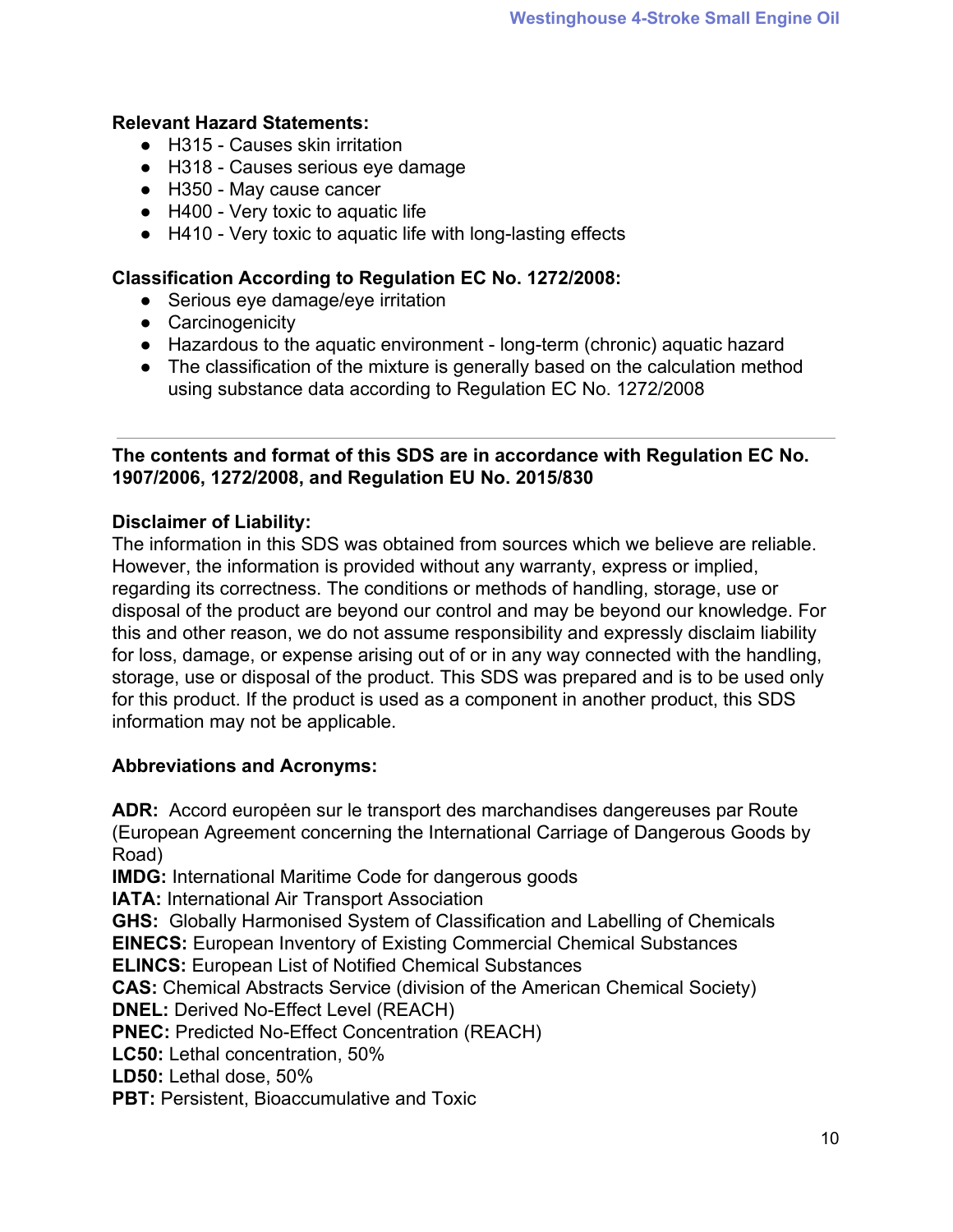**Relevant Hazard Statements:**

- H315 - Causes skin irritation
- H318 - Causes serious eye damage
- H350 - May cause cancer
- H400 - Very toxic to aquatic life
- H410 - Very toxic to aquatic life with long-lasting effects

**Classification According to Regulation EC No. 1272/2008:**

- Serious eye damage/eye irritation
- Carcinogenicity
- Hazardous to the aquatic environment - long-term (chronic) aquatic hazard
- The classification of the mixture is generally based on the calculation method using substance data according to Regulation EC No. 1272/2008

---

**The contents and format of this SDS are in accordance with Regulation EC No. 1907/2006, 1272/2008, and Regulation EU No. 2015/830**

**Disclaimer of Liability:**

The information in this SDS was obtained from sources which we believe are reliable. However, the information is provided without any warranty, express or implied, regarding its correctness. The conditions or methods of handling, storage, use or disposal of the product are beyond our control and may be beyond our knowledge. For this and other reason, we do not assume responsibility and expressly disclaim liability for loss, damage, or expense arising out of or in any way connected with the handling, storage, use or disposal of the product. This SDS was prepared and is to be used only for this product. If the product is used as a component in another product, this SDS information may not be applicable.

**Abbreviations and Acronyms:**

**ADR:** Accord europèen sur le transport des marchandises dangereuses par Route (European Agreement concerning the International Carriage of Dangerous Goods by Road)
**IMDG:** International Maritime Code for dangerous goods
**IATA:** International Air Transport Association
**GHS:** Globally Harmonised System of Classification and Labelling of Chemicals
**EINECS:** European Inventory of Existing Commercial Chemical Substances
**ELINCS:** European List of Notified Chemical Substances
**CAS:** Chemical Abstracts Service (division of the American Chemical Society)
**DNEL:** Derived No-Effect Level (REACH)
**PNEC:** Predicted No-Effect Concentration (REACH)
**LC50:** Lethal concentration, 50%
**LD50:** Lethal dose, 50%
**PBT:** Persistent, Bioaccumulative and Toxic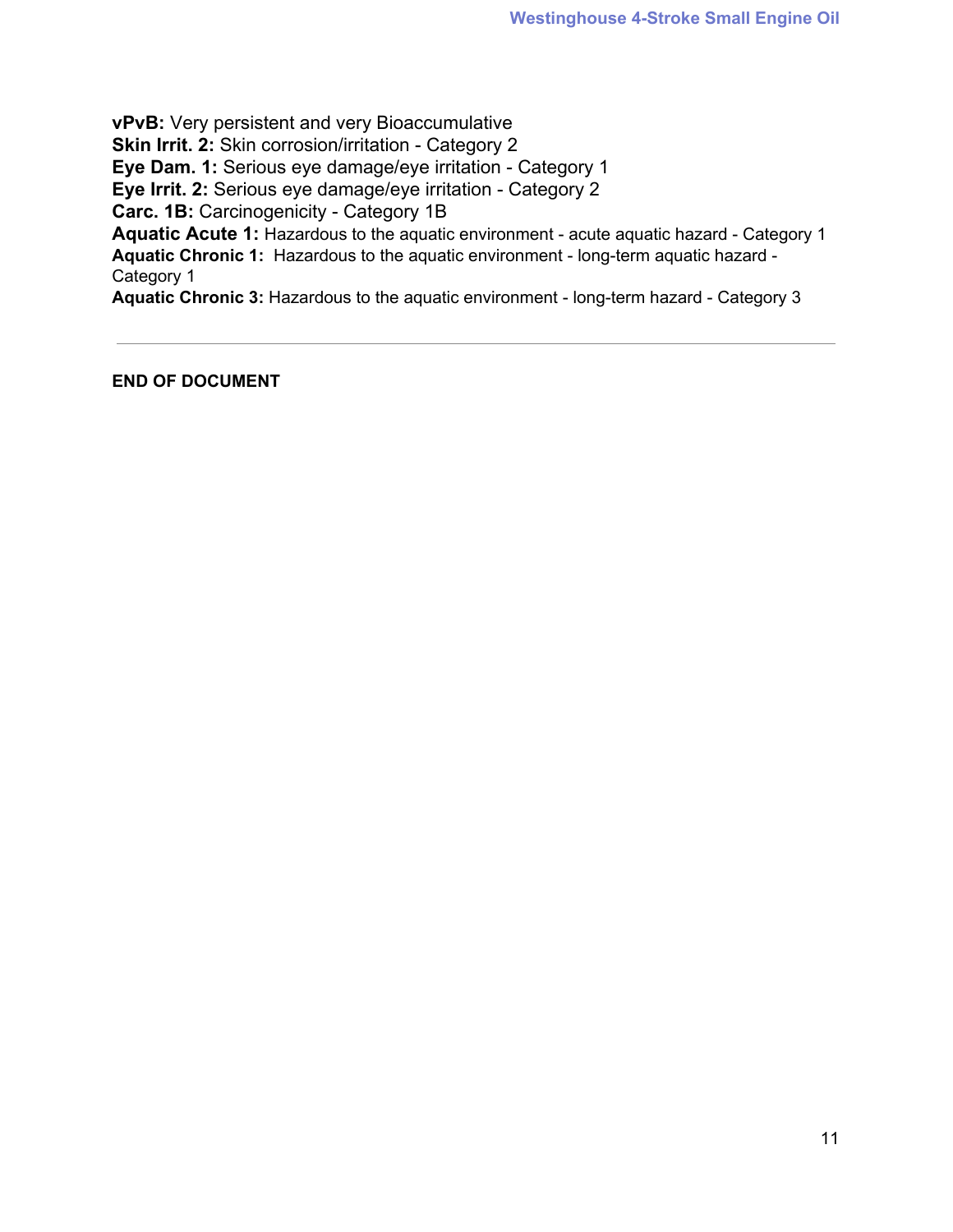**vPvB:** Very persistent and very Bioaccumulative
**Skin Irrit. 2:** Skin corrosion/irritation - Category 2
**Eye Dam. 1:** Serious eye damage/eye irritation - Category 1
**Eye Irrit. 2:** Serious eye damage/eye irritation - Category 2
**Carc. 1B:** Carcinogenicity - Category 1B
**Aquatic Acute 1:** Hazardous to the aquatic environment - acute aquatic hazard - Category 1
**Aquatic Chronic 1:** Hazardous to the aquatic environment - long-term aquatic hazard - Category 1
**Aquatic Chronic 3:** Hazardous to the aquatic environment - long-term hazard - Category 3

---

**END OF DOCUMENT**